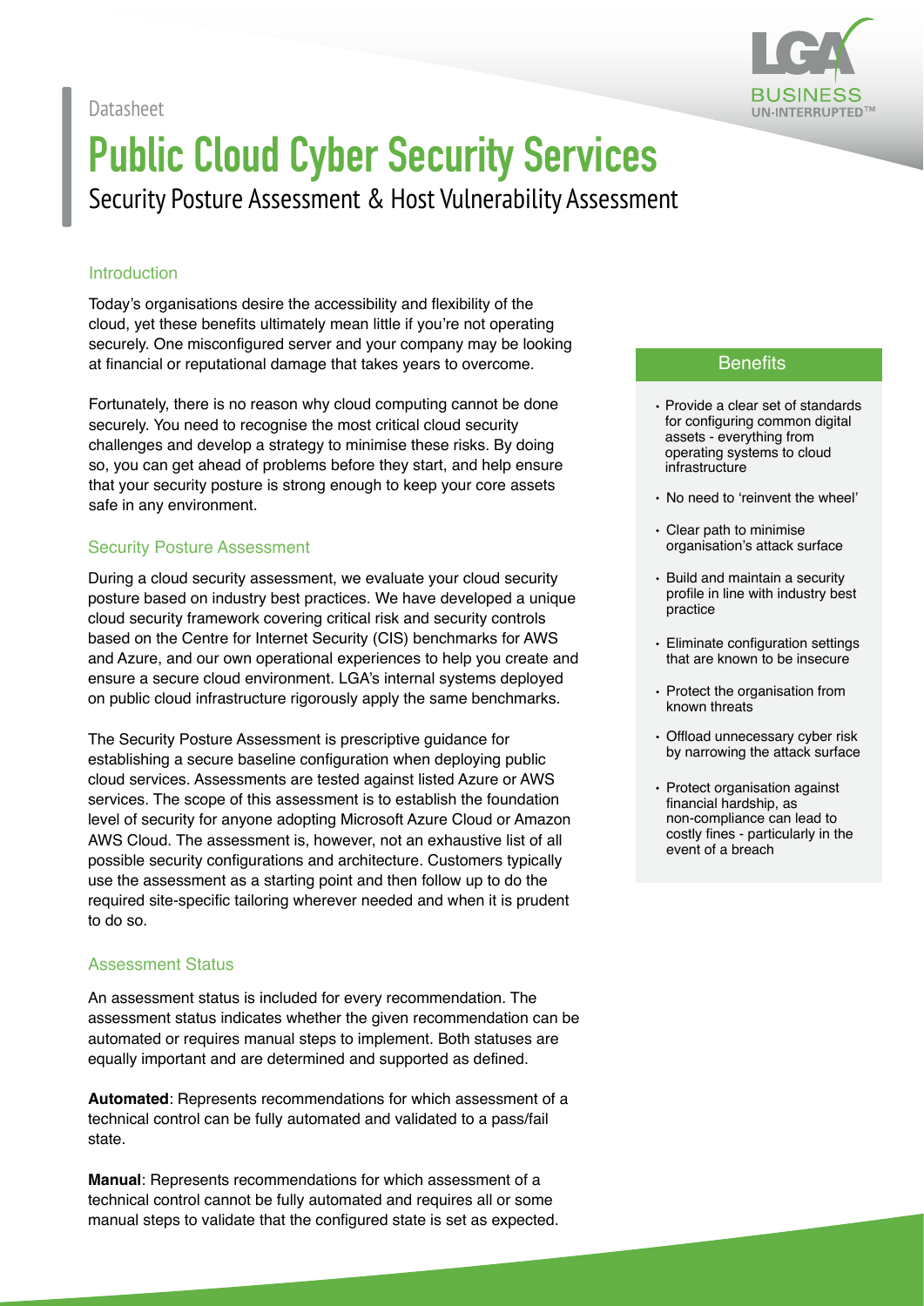Datasheet

# Public Cloud Cyber Security Services

Security Posture Assessment & Host Vulnerability Assessment

## Introduction

Today's organisations desire the accessibility and flexibility of the cloud, yet these benefits ultimately mean little if you're not operating securely. One misconfigured server and your company may be looking at financial or reputational damage that takes years to overcome.

Fortunately, there is no reason why cloud computing cannot be done securely. You need to recognise the most critical cloud security challenges and develop a strategy to minimise these risks. By doing so, you can get ahead of problems before they start, and help ensure that your security posture is strong enough to keep your core assets safe in any environment.

## Security Posture Assessment

During a cloud security assessment, we evaluate your cloud security posture based on industry best practices. We have developed a unique cloud security framework covering critical risk and security controls based on the Centre for Internet Security (CIS) benchmarks for AWS and Azure, and our own operational experiences to help you create and ensure a secure cloud environment. LGA's internal systems deployed on public cloud infrastructure rigorously apply the same benchmarks.

The Security Posture Assessment is prescriptive guidance for establishing a secure baseline configuration when deploying public cloud services. Assessments are tested against listed Azure or AWS services. The scope of this assessment is to establish the foundation level of security for anyone adopting Microsoft Azure Cloud or Amazon AWS Cloud. The assessment is, however, not an exhaustive list of all possible security configurations and architecture. Customers typically use the assessment as a starting point and then follow up to do the required site-specific tailoring wherever needed and when it is prudent to do so.

## Assessment Status

An assessment status is included for every recommendation. The assessment status indicates whether the given recommendation can be automated or requires manual steps to implement. Both statuses are equally important and are determined and supported as defined.

**Automated**: Represents recommendations for which assessment of a technical control can be fully automated and validated to a pass/fail state.

**Manual**: Represents recommendations for which assessment of a technical control cannot be fully automated and requires all or some manual steps to validate that the configured state is set as expected.

## Benefits

- Provide a clear set of standards for configuring common digital assets - everything from operating systems to cloud infrastructure
- No need to 'reinvent the wheel'
- Clear path to minimise organisation's attack surface
- Build and maintain a security profile in line with industry best practice
- Eliminate configuration settings that are known to be insecure
- Protect the organisation from known threats
- Offload unnecessary cyber risk by narrowing the attack surface
- Protect organisation against financial hardship, as non-compliance can lead to costly fines - particularly in the event of a breach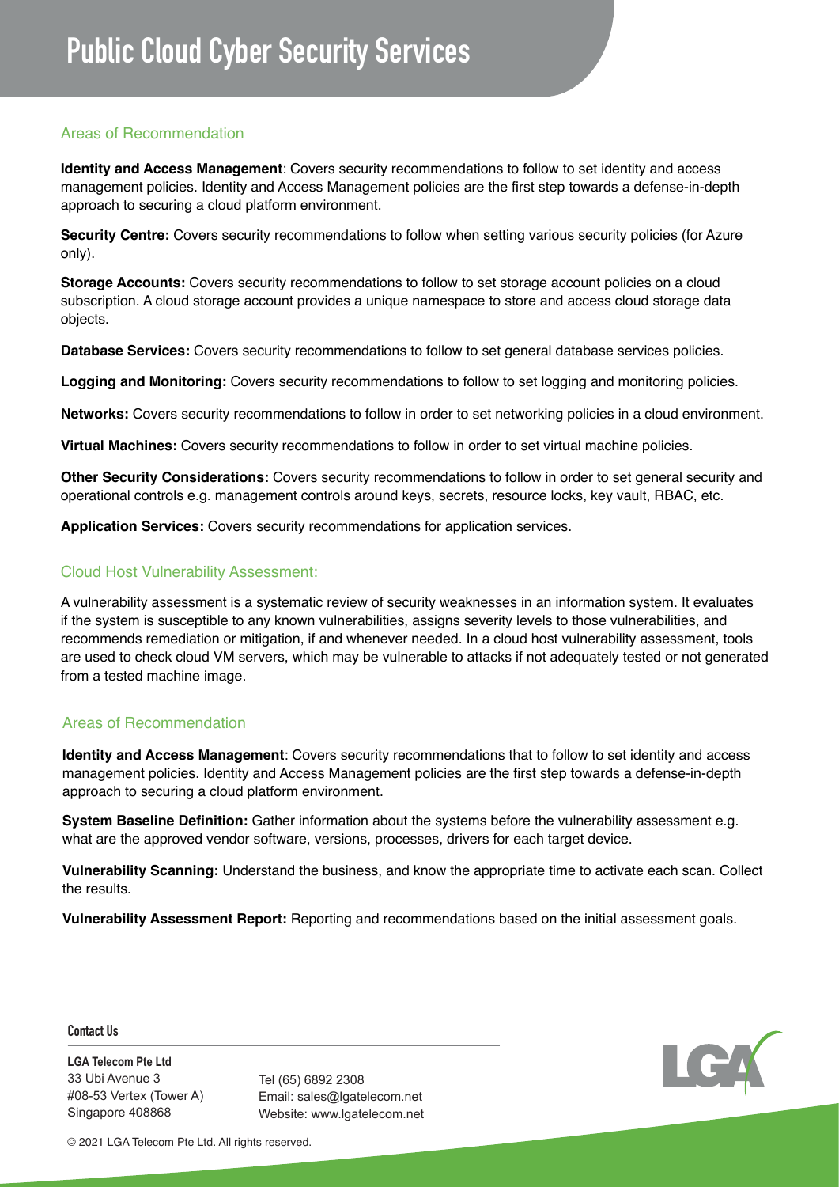# Public Cloud Cyber Security Services

## Areas of Recommendation

**Identity and Access Management**: Covers security recommendations to follow to set identity and access management policies. Identity and Access Management policies are the first step towards a defense-in-depth approach to securing a cloud platform environment.

**Security Centre:** Covers security recommendations to follow when setting various security policies (for Azure only).

**Storage Accounts:** Covers security recommendations to follow to set storage account policies on a cloud subscription. A cloud storage account provides a unique namespace to store and access cloud storage data objects.

**Database Services:** Covers security recommendations to follow to set general database services policies.

**Logging and Monitoring:** Covers security recommendations to follow to set logging and monitoring policies.

**Networks:** Covers security recommendations to follow in order to set networking policies in a cloud environment.

**Virtual Machines:** Covers security recommendations to follow in order to set virtual machine policies.

**Other Security Considerations:** Covers security recommendations to follow in order to set general security and operational controls e.g. management controls around keys, secrets, resource locks, key vault, RBAC, etc.

**Application Services:** Covers security recommendations for application services.

## Cloud Host Vulnerability Assessment:

A vulnerability assessment is a systematic review of security weaknesses in an information system. It evaluates if the system is susceptible to any known vulnerabilities, assigns severity levels to those vulnerabilities, and recommends remediation or mitigation, if and whenever needed. In a cloud host vulnerability assessment, tools are used to check cloud VM servers, which may be vulnerable to attacks if not adequately tested or not generated from a tested machine image.

## Areas of Recommendation

**Identity and Access Management**: Covers security recommendations that to follow to set identity and access management policies. Identity and Access Management policies are the first step towards a defense-in-depth approach to securing a cloud platform environment.

**System Baseline Definition:** Gather information about the systems before the vulnerability assessment e.g. what are the approved vendor software, versions, processes, drivers for each target device.

**Vulnerability Scanning:** Understand the business, and know the appropriate time to activate each scan. Collect the results.

**Vulnerability Assessment Report:** Reporting and recommendations based on the initial assessment goals.

### Contact Us

**LGA Telecom Pte Ltd**
33 Ubi Avenue 3
#08-53 Vertex (Tower A)
Singapore 408868

Tel (65) 6892 2308
Email: sales@lgatelecom.net
Website: www.lgatelecom.net

© 2021 LGA Telecom Pte Ltd. All rights reserved.